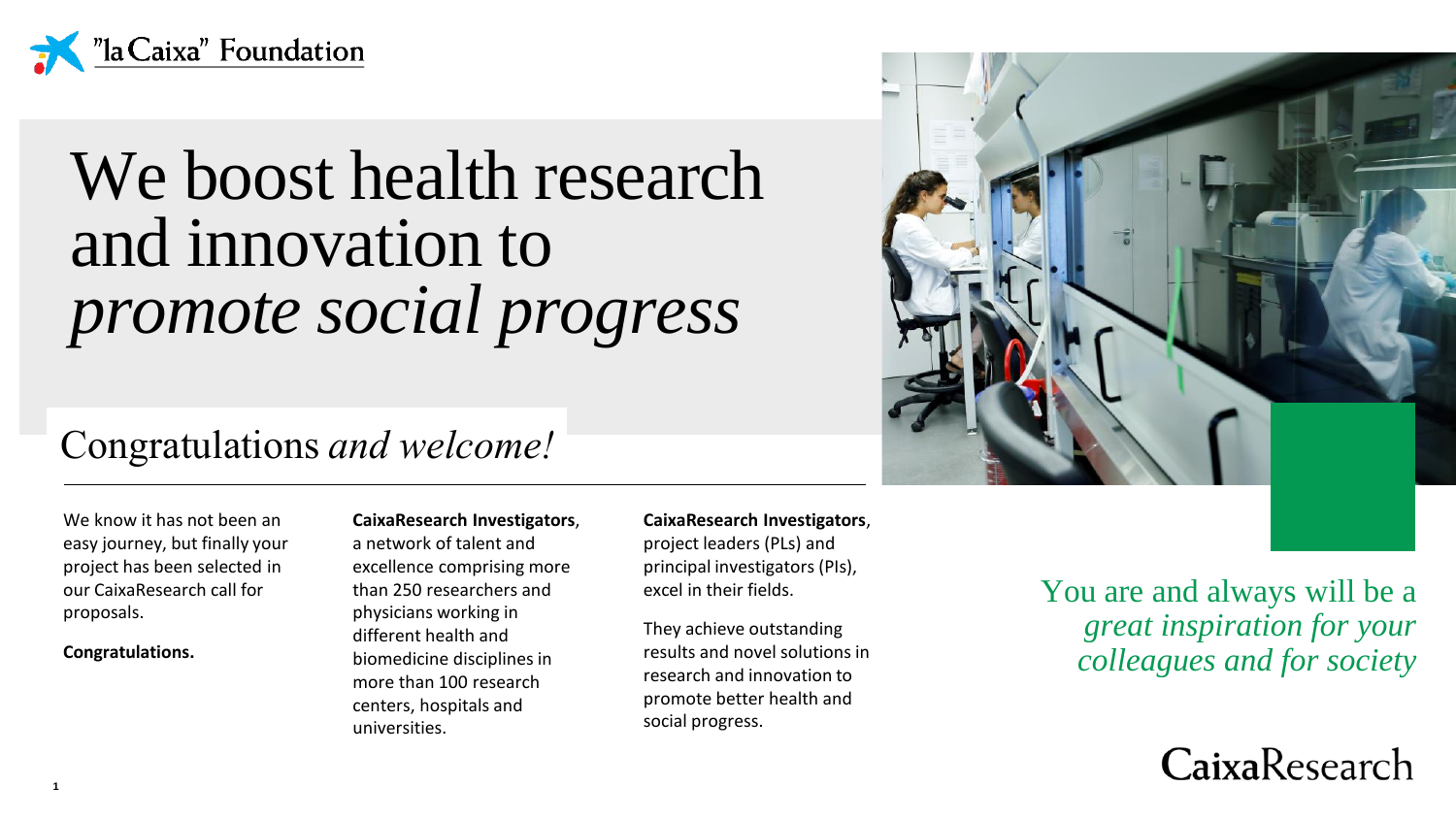"la Caixa" Foundation

# We boost health research and innovation to *promote social progress*

## Congratulations *and welcome!*

We know it has not been an easy journey, but finally your project has been selected in our CaixaResearch call for proposals.

**Congratulations.**

**CaixaResearch Investigators**, a network of talent and excellence comprising more than 250 researchers and physicians working in different health and biomedicine disciplines in more than 100 research centers, hospitals and universities.

**CaixaResearch Investigators**, project leaders (PLs) and principal investigators (PIs), excel in their fields.

They achieve outstanding results and novel solutions in research and innovation to promote better health and social progress.

You are and always will be a *great inspiration for your colleagues and for society*

CaixaResearch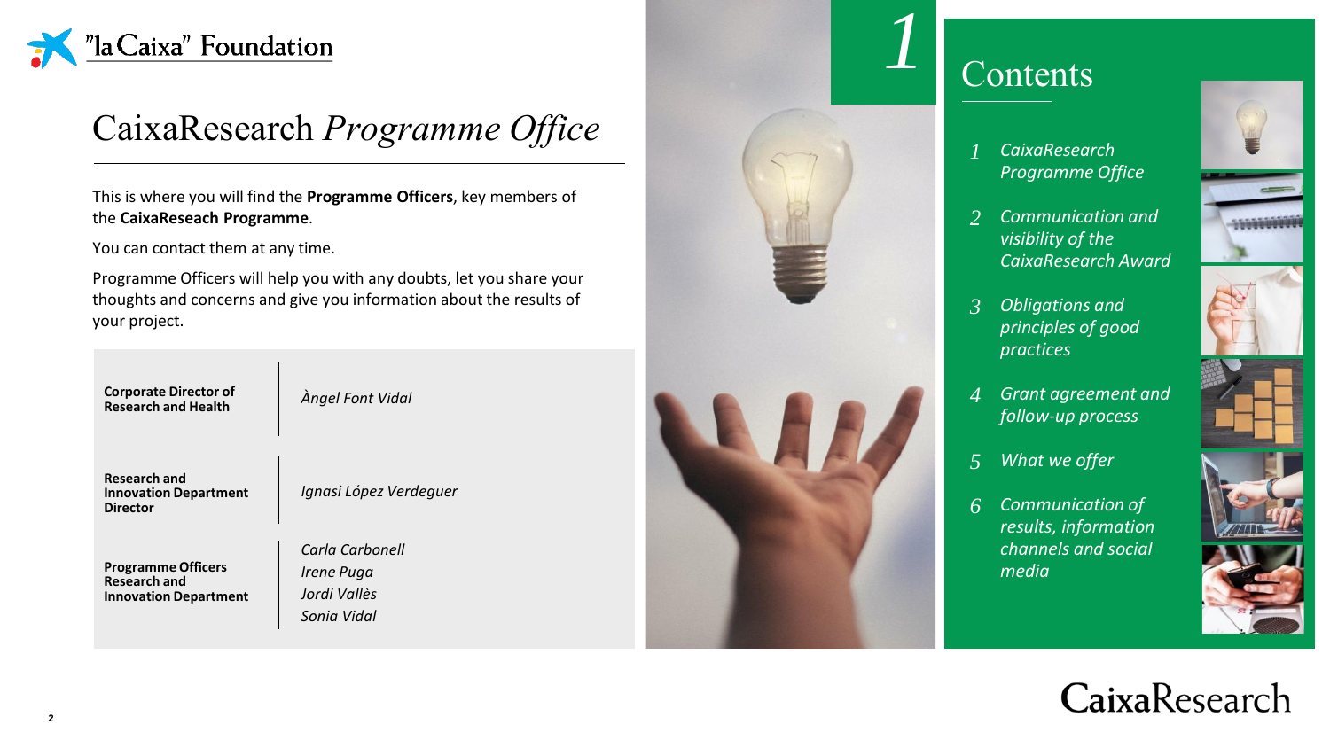"la Caixa" Foundation

# CaixaResearch *Programme Office*

This is where you will find the **Programme Officers**, key members of the **CaixaReseach Programme**.

You can contact them at any time.

Programme Officers will help you with any doubts, let you share your thoughts and concerns and give you information about the results of your project.

| | |
|---|---|
| **Corporate Director of Research and Health** | *Àngel Font Vidal* |
| **Research and Innovation Department Director** | *Ignasi López Verdeguer* |
| **Programme Officers Research and Innovation Department** | *Carla Carbonell*<br>*Irene Puga*<br>*Jordi Vallès*<br>*Sonia Vidal* |

1

## Contents

1. *CaixaResearch Programme Office*
2. *Communication and visibility of the CaixaResearch Award*
3. *Obligations and principles of good practices*
4. *Grant agreement and follow-up process*
5. *What we offer*
6. *Communication of results, information channels and social media*

CaixaResearch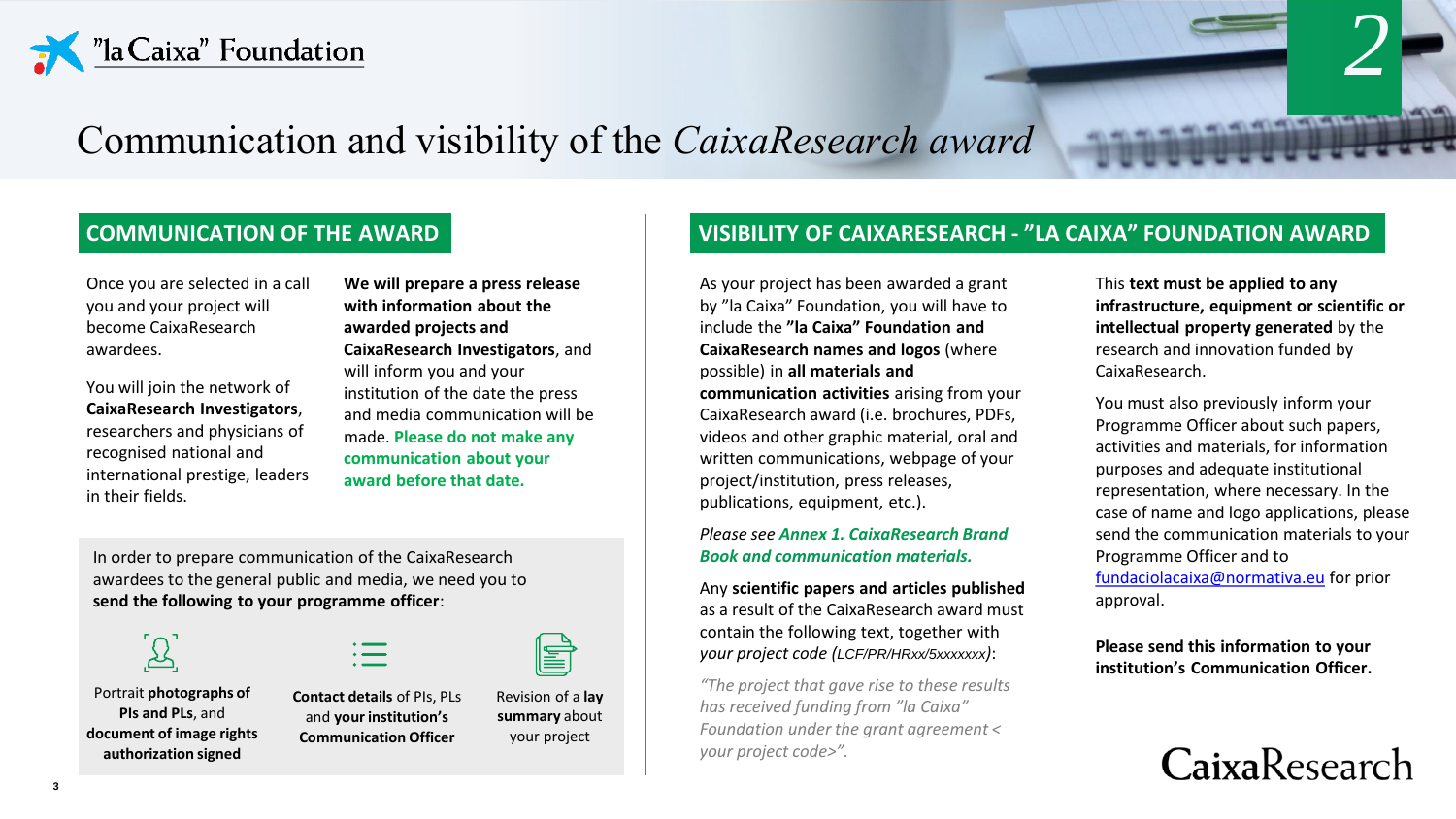# Communication and visibility of the *CaixaResearch award*

## COMMUNICATION OF THE AWARD

Once you are selected in a call you and your project will become CaixaResearch awardees.

You will join the network of **CaixaResearch Investigators**, researchers and physicians of recognised national and international prestige, leaders in their fields.

**We will prepare a press release with information about the awarded projects and CaixaResearch Investigators**, and will inform you and your institution of the date the press and media communication will be made. **Please do not make any communication about your award before that date.**

In order to prepare communication of the CaixaResearch awardees to the general public and media, we need you to **send the following to your programme officer**:

- Portrait **photographs of PIs and PLs**, and **document of image rights authorization signed**
- **Contact details** of PIs, PLs and **your institution's Communication Officer**
- Revision of a **lay summary** about your project

## VISIBILITY OF CAIXARESEARCH - "LA CAIXA" FOUNDATION AWARD

As your project has been awarded a grant by "la Caixa" Foundation, you will have to include the **"la Caixa" Foundation and CaixaResearch names and logos** (where possible) in **all materials and communication activities** arising from your CaixaResearch award (i.e. brochures, PDFs, videos and other graphic material, oral and written communications, webpage of your project/institution, press releases, publications, equipment, etc.).

*Please see **Annex 1. CaixaResearch Brand Book and communication materials.***

Any **scientific papers and articles published** as a result of the CaixaResearch award must contain the following text, together with *your project code (LCF/PR/HRxx/5xxxxxxx)*:

*"The project that gave rise to these results has received funding from "la Caixa" Foundation under the grant agreement < your project code>".*

This **text must be applied to any infrastructure, equipment or scientific or intellectual property generated** by the research and innovation funded by CaixaResearch.

You must also previously inform your Programme Officer about such papers, activities and materials, for information purposes and adequate institutional representation, where necessary. In the case of name and logo applications, please send the communication materials to your Programme Officer and to fundaciolacaixa@normativa.eu for prior approval.

**Please send this information to your institution's Communication Officer.**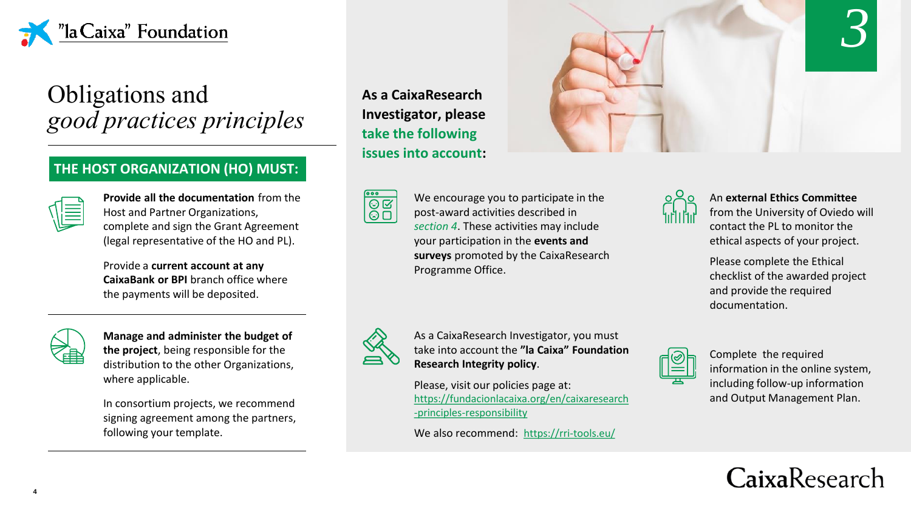# Obligations and *good practices principles*

## THE HOST ORGANIZATION (HO) MUST:

**Provide all the documentation** from the Host and Partner Organizations, complete and sign the Grant Agreement (legal representative of the HO and PL).

Provide a **current account at any CaixaBank or BPI** branch office where the payments will be deposited.

---

**Manage and administer the budget of the project**, being responsible for the distribution to the other Organizations, where applicable.

In consortium projects, we recommend signing agreement among the partners, following your template.

---

## 3

**As a CaixaResearch Investigator, please take the following issues into account:**

We encourage you to participate in the post-award activities described in *section 4*. These activities may include your participation in the **events and surveys** promoted by the CaixaResearch Programme Office.

An **external Ethics Committee** from the University of Oviedo will contact the PL to monitor the ethical aspects of your project.

Please complete the Ethical checklist of the awarded project and provide the required documentation.

As a CaixaResearch Investigator, you must take into account the **"la Caixa" Foundation Research Integrity policy**.

Please, visit our policies page at: https://fundacionlacaixa.org/en/caixaresearch-principles-responsibility

We also recommend: https://rri-tools.eu/

Complete the required information in the online system, including follow-up information and Output Management Plan.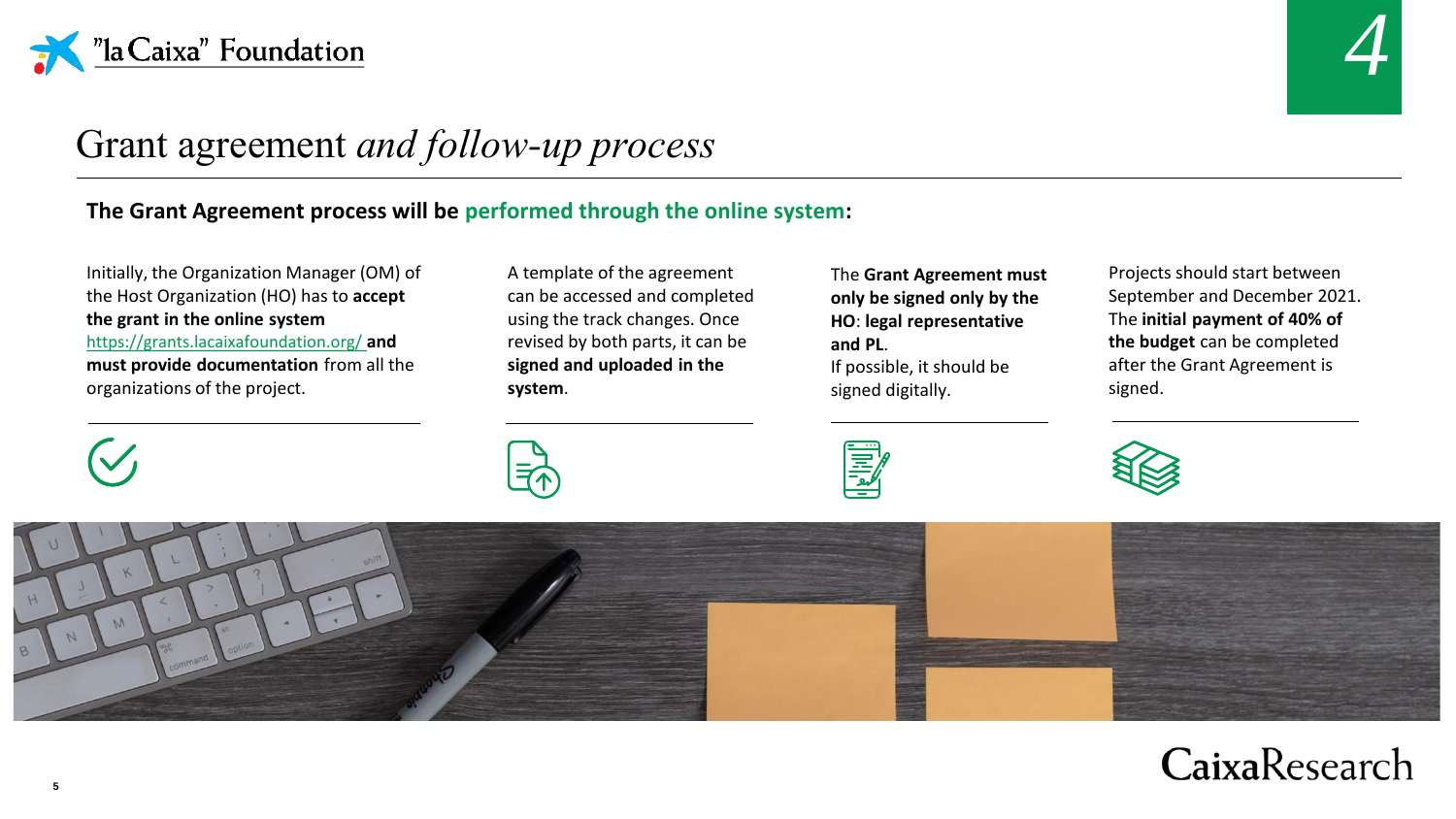# Grant agreement *and follow-up process*

**The Grant Agreement process will be performed through the online system:**

Initially, the Organization Manager (OM) of the Host Organization (HO) has to **accept the grant in the online system** https://grants.lacaixafoundation.org/ **and must provide documentation** from all the organizations of the project.

A template of the agreement can be accessed and completed using the track changes. Once revised by both parts, it can be **signed and uploaded in the system**.

The **Grant Agreement must only be signed only by the HO**: **legal representative and PL**.
If possible, it should be signed digitally.

Projects should start between September and December 2021. The **initial payment of 40% of the budget** can be completed after the Grant Agreement is signed.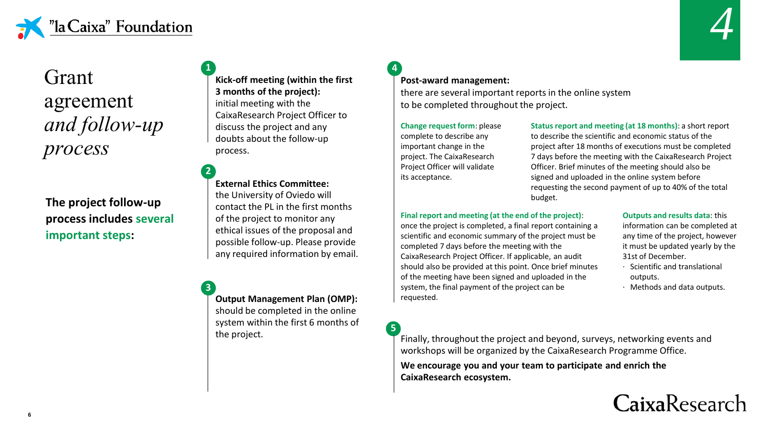# Grant agreement *and follow-up process*

**The project follow-up process includes several important steps:**

**1**

**Kick-off meeting (within the first 3 months of the project):** initial meeting with the CaixaResearch Project Officer to discuss the project and any doubts about the follow-up process.

**2**

**External Ethics Committee:** the University of Oviedo will contact the PL in the first months of the project to monitor any ethical issues of the proposal and possible follow-up. Please provide any required information by email.

**3**

**Output Management Plan (OMP):** should be completed in the online system within the first 6 months of the project.

**4**

**Post-award management:** there are several important reports in the online system to be completed throughout the project.

**Change request form**: please complete to describe any important change in the project. The CaixaResearch Project Officer will validate its acceptance.

**Status report and meeting (at 18 months)**: a short report to describe the scientific and economic status of the project after 18 months of executions must be completed 7 days before the meeting with the CaixaResearch Project Officer. Brief minutes of the meeting should also be signed and uploaded in the online system before requesting the second payment of up to 40% of the total budget.

**Final report and meeting (at the end of the project)**: once the project is completed, a final report containing a scientific and economic summary of the project must be completed 7 days before the meeting with the CaixaResearch Project Officer. If applicable, an audit should also be provided at this point. Once brief minutes of the meeting have been signed and uploaded in the system, the final payment of the project can be requested.

**Outputs and results data**: this information can be completed at any time of the project, however it must be updated yearly by the 31st of December.

- Scientific and translational outputs.
- Methods and data outputs.

**5**

Finally, throughout the project and beyond, surveys, networking events and workshops will be organized by the CaixaResearch Programme Office.

**We encourage you and your team to participate and enrich the CaixaResearch ecosystem.**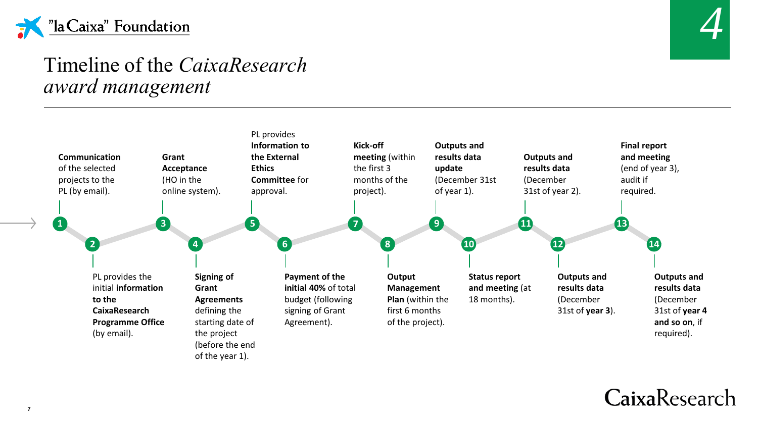# Timeline of the *CaixaResearch award management*

1. **Communication** of the selected projects to the PL (by email).
2. PL provides the initial **information to the CaixaResearch Programme Office** (by email).
3. **Grant Acceptance** (HO in the online system).
4. **Signing of Grant Agreements** defining the starting date of the project (before the end of the year 1).
5. PL provides **Information to the External Ethics Committee** for approval.
6. **Payment of the initial 40%** of total budget (following signing of Grant Agreement).
7. **Kick-off meeting** (within the first 3 months of the project).
8. **Output Management Plan** (within the first 6 months of the project).
9. **Outputs and results data update** (December 31st of year 1).
10. **Status report and meeting** (at 18 months).
11. **Outputs and results data** (December 31st of year 2).
12. **Outputs and results data** (December 31st of **year 3**).
13. **Final report and meeting** (end of year 3), audit if required.
14. **Outputs and results data** (December 31st of **year 4 and so on**, if required).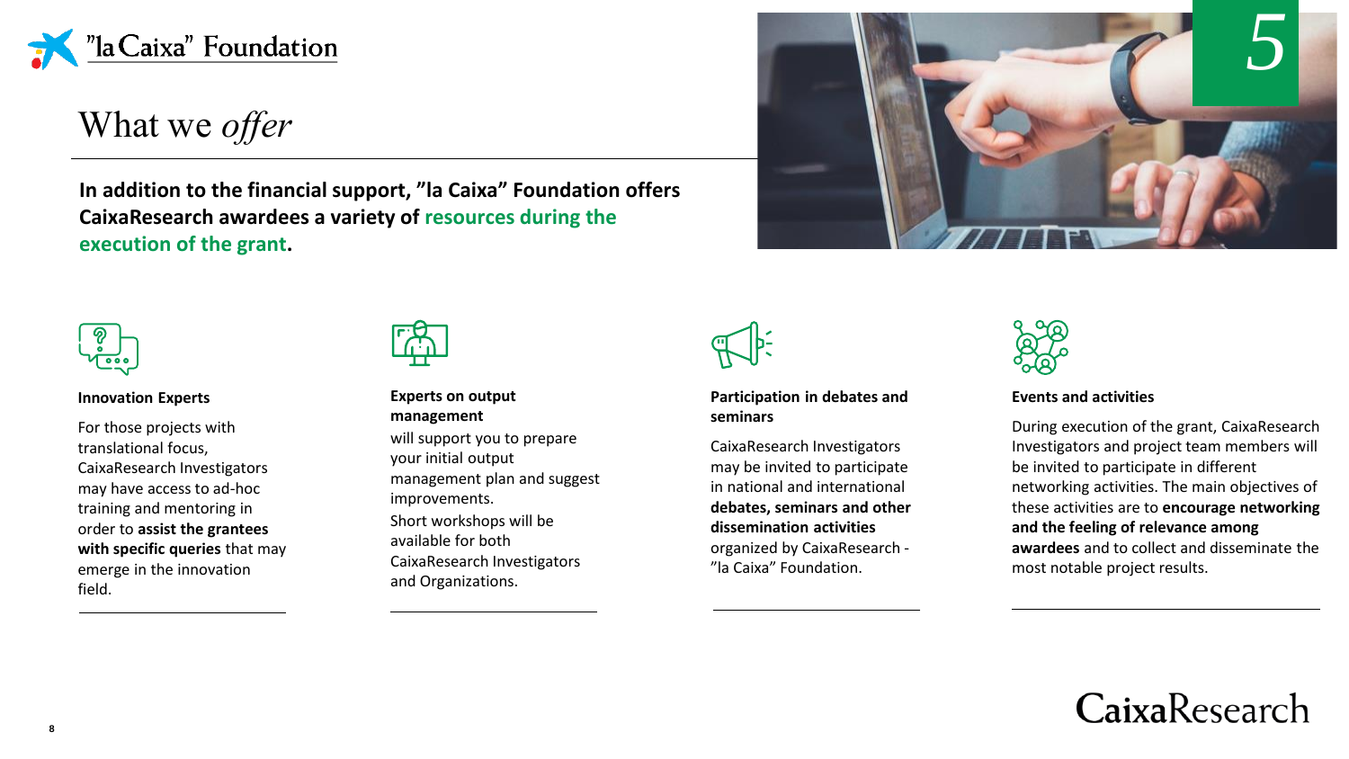# What we *offer*

**In addition to the financial support, "la Caixa" Foundation offers CaixaResearch awardees a variety of resources during the execution of the grant.**

### Innovation Experts

For those projects with translational focus, CaixaResearch Investigators may have access to ad-hoc training and mentoring in order to **assist the grantees with specific queries** that may emerge in the innovation field.

### Experts on output management

will support you to prepare your initial output management plan and suggest improvements.

Short workshops will be available for both CaixaResearch Investigators and Organizations.

### Participation in debates and seminars

CaixaResearch Investigators may be invited to participate in national and international **debates, seminars and other dissemination activities** organized by CaixaResearch - "la Caixa" Foundation.

### Events and activities

During execution of the grant, CaixaResearch Investigators and project team members will be invited to participate in different networking activities. The main objectives of these activities are to **encourage networking and the feeling of relevance among awardees** and to collect and disseminate the most notable project results.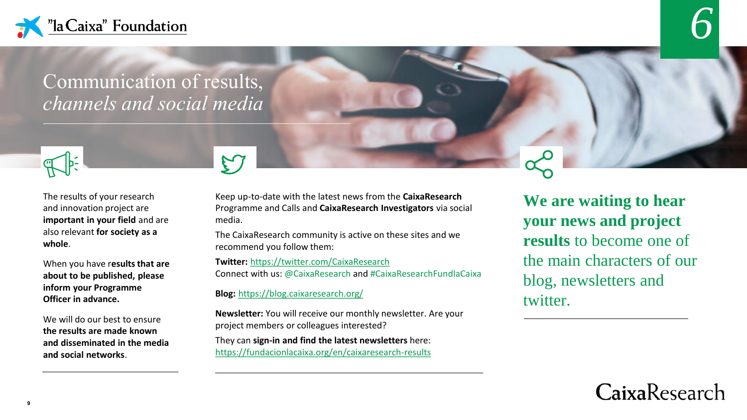# Communication of results, *channels and social media*

The results of your research and innovation project are **important in your field** and are also relevant **for society as a whole**.

When you have r**esults that are about to be published, please inform your Programme Officer in advance.**

We will do our best to ensure **the results are made known and disseminated in the media and social networks**.

Keep up-to-date with the latest news from the **CaixaResearch** Programme and Calls and **CaixaResearch Investigators** via social media.

The CaixaResearch community is active on these sites and we recommend you follow them:

**Twitter:** https://twitter.com/CaixaResearch
Connect with us: @CaixaResearch and #CaixaResearchFundlaCaixa

**Blog:** https://blog.caixaresearch.org/

**Newsletter:** You will receive our monthly newsletter. Are your project members or colleagues interested?

They can **sign-in and find the latest newsletters** here: https://fundacionlacaixa.org/en/caixaresearch-results

**We are waiting to hear your news and project results** to become one of the main characters of our blog, newsletters and twitter.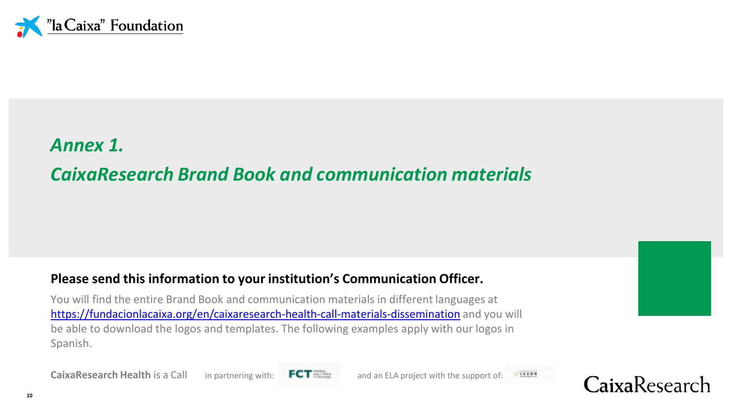## *Annex 1.*

## *CaixaResearch Brand Book and communication materials*

**Please send this information to your institution's Communication Officer.**

You will find the entire Brand Book and communication materials in different languages at https://fundacionlacaixa.org/en/caixaresearch-health-call-materials-dissemination and you will be able to download the logos and templates. The following examples apply with our logos in Spanish.

**CaixaResearch Health** is a Call in partnering with: FCT and an ELA project with the support of: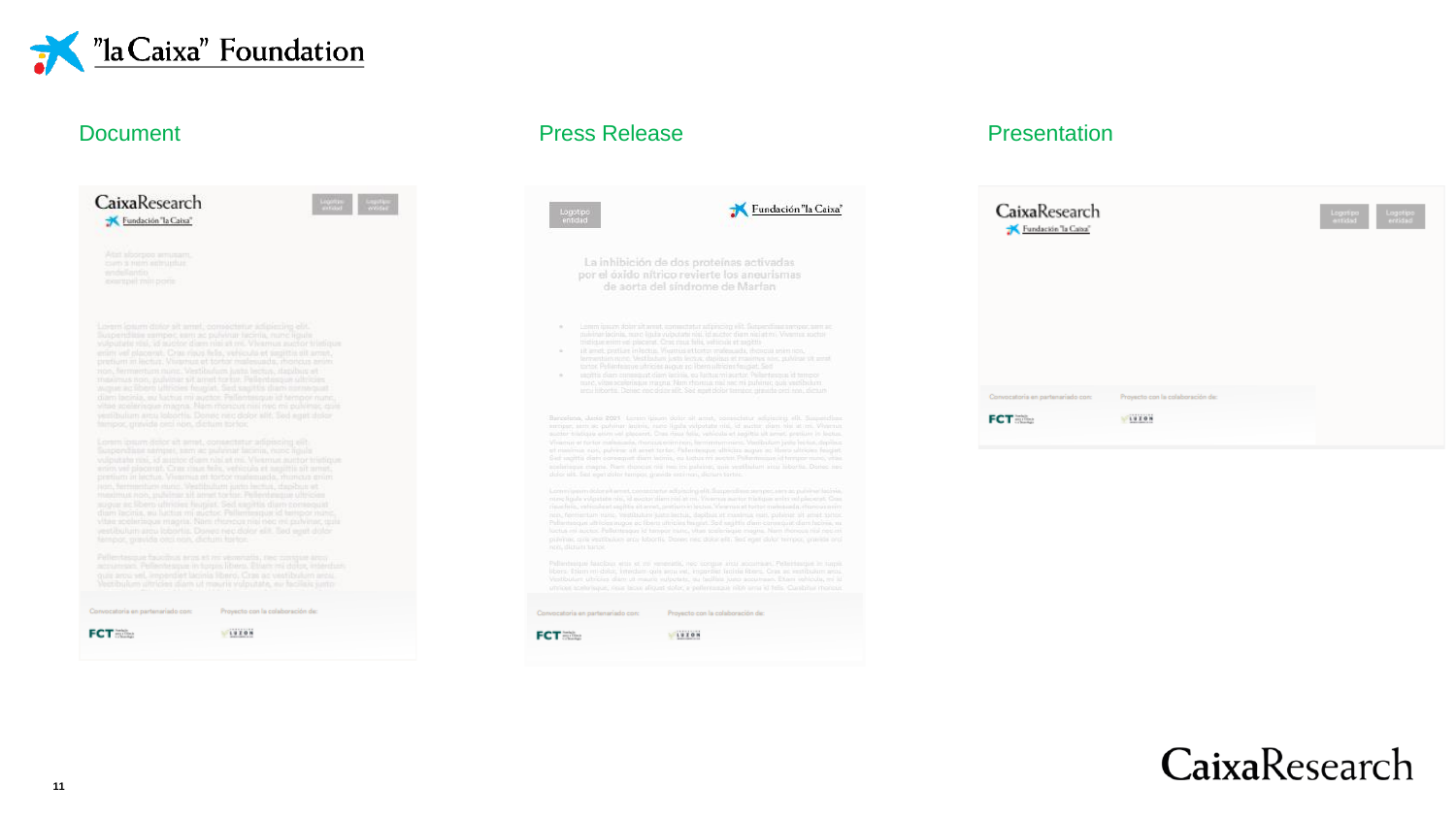"la Caixa" Foundation

Document

Press Release

Presentation

CaixaResearch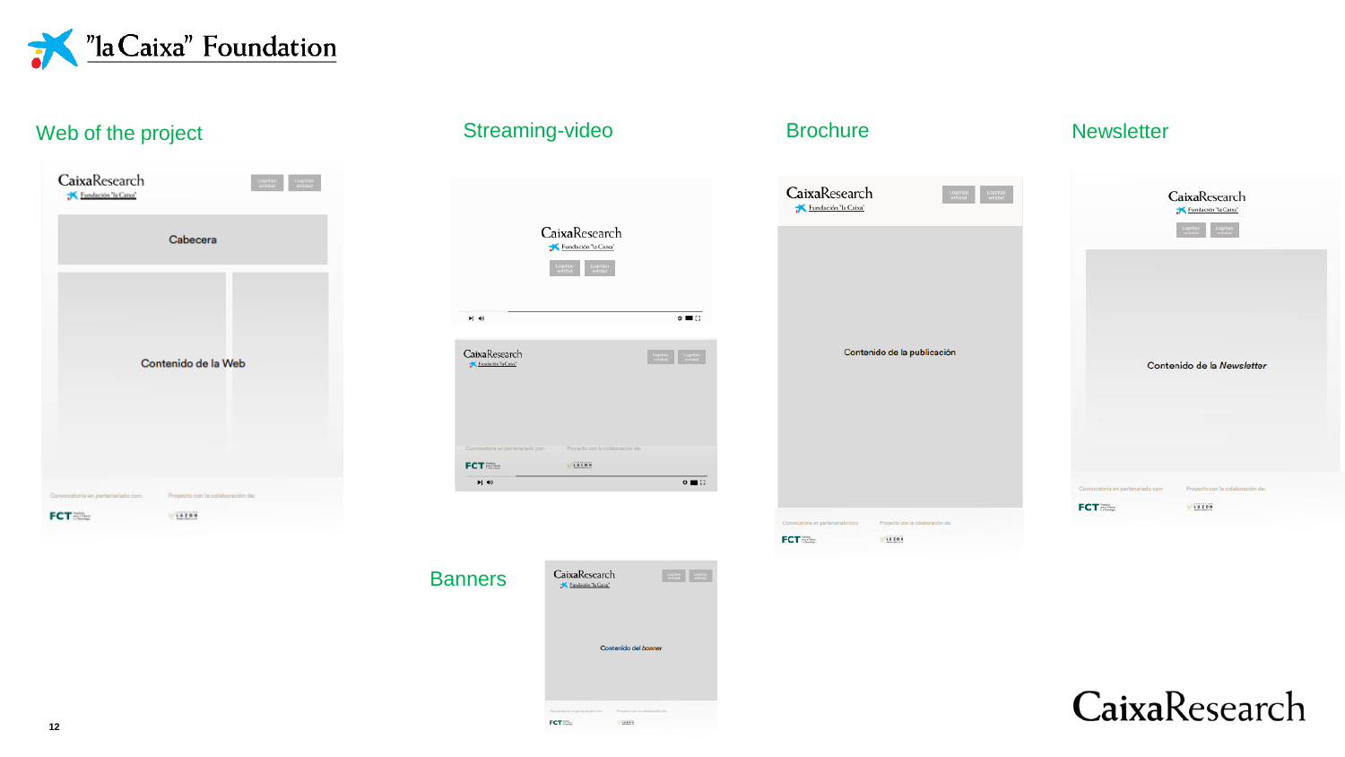## Web of the project

CaixaResearch
Fundación "la Caixa"

Logotipo entidad | Logotipo entidad

Cabecera

Contenido de la Web

Convocatoria en partenariado con:
FCT

Proyecto con la colaboración de:

## Streaming-video

CaixaResearch
Fundación "la Caixa"

Logotipo entidad | Logotipo entidad

CaixaResearch
Fundación "la Caixa"

Logotipo entidad | Logotipo entidad

Convocatoria en partenariado con:
FCT

Proyecto con la colaboración de:

## Brochure

CaixaResearch
Fundación "la Caixa"

Logotipo entidad | Logotipo entidad

Contenido de la publicación

Convocatoria en partenariado con:
FCT

Proyecto con la colaboración de:

## Newsletter

CaixaResearch
Fundación "la Caixa"

Logotipo entidad | Logotipo entidad

Contenido de la *Newsletter*

Convocatoria en partenariado con:
FCT

Proyecto con la colaboración de:

## Banners

CaixaResearch
Fundación "la Caixa"

Logotipo entidad | Logotipo entidad

Contenido del *banner*

Convocatoria en partenariado con:
FCT

Proyecto con la colaboración de:

CaixaResearch